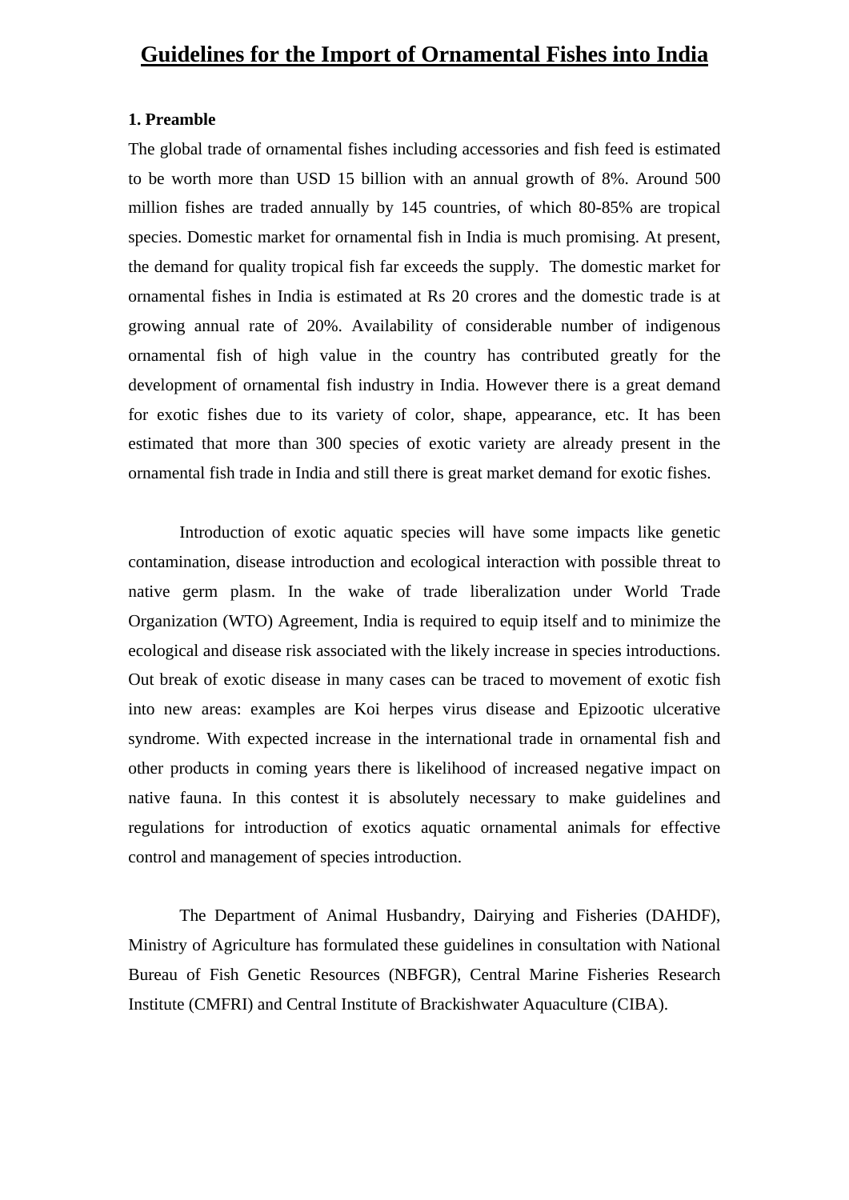# Guidelines for the Import of Ornamental Fishes into India

**1. Preamble**

The global trade of ornamental fishes including accessories and fish feed is estimated to be worth more than USD 15 billion with an annual growth of 8%. Around 500 million fishes are traded annually by 145 countries, of which 80-85% are tropical species. Domestic market for ornamental fish in India is much promising. At present, the demand for quality tropical fish far exceeds the supply. The domestic market for ornamental fishes in India is estimated at Rs 20 crores and the domestic trade is at growing annual rate of 20%. Availability of considerable number of indigenous ornamental fish of high value in the country has contributed greatly for the development of ornamental fish industry in India. However there is a great demand for exotic fishes due to its variety of color, shape, appearance, etc. It has been estimated that more than 300 species of exotic variety are already present in the ornamental fish trade in India and still there is great market demand for exotic fishes.

Introduction of exotic aquatic species will have some impacts like genetic contamination, disease introduction and ecological interaction with possible threat to native germ plasm. In the wake of trade liberalization under World Trade Organization (WTO) Agreement, India is required to equip itself and to minimize the ecological and disease risk associated with the likely increase in species introductions. Out break of exotic disease in many cases can be traced to movement of exotic fish into new areas: examples are Koi herpes virus disease and Epizootic ulcerative syndrome. With expected increase in the international trade in ornamental fish and other products in coming years there is likelihood of increased negative impact on native fauna. In this contest it is absolutely necessary to make guidelines and regulations for introduction of exotics aquatic ornamental animals for effective control and management of species introduction.

The Department of Animal Husbandry, Dairying and Fisheries (DAHDF), Ministry of Agriculture has formulated these guidelines in consultation with National Bureau of Fish Genetic Resources (NBFGR), Central Marine Fisheries Research Institute (CMFRI) and Central Institute of Brackishwater Aquaculture (CIBA).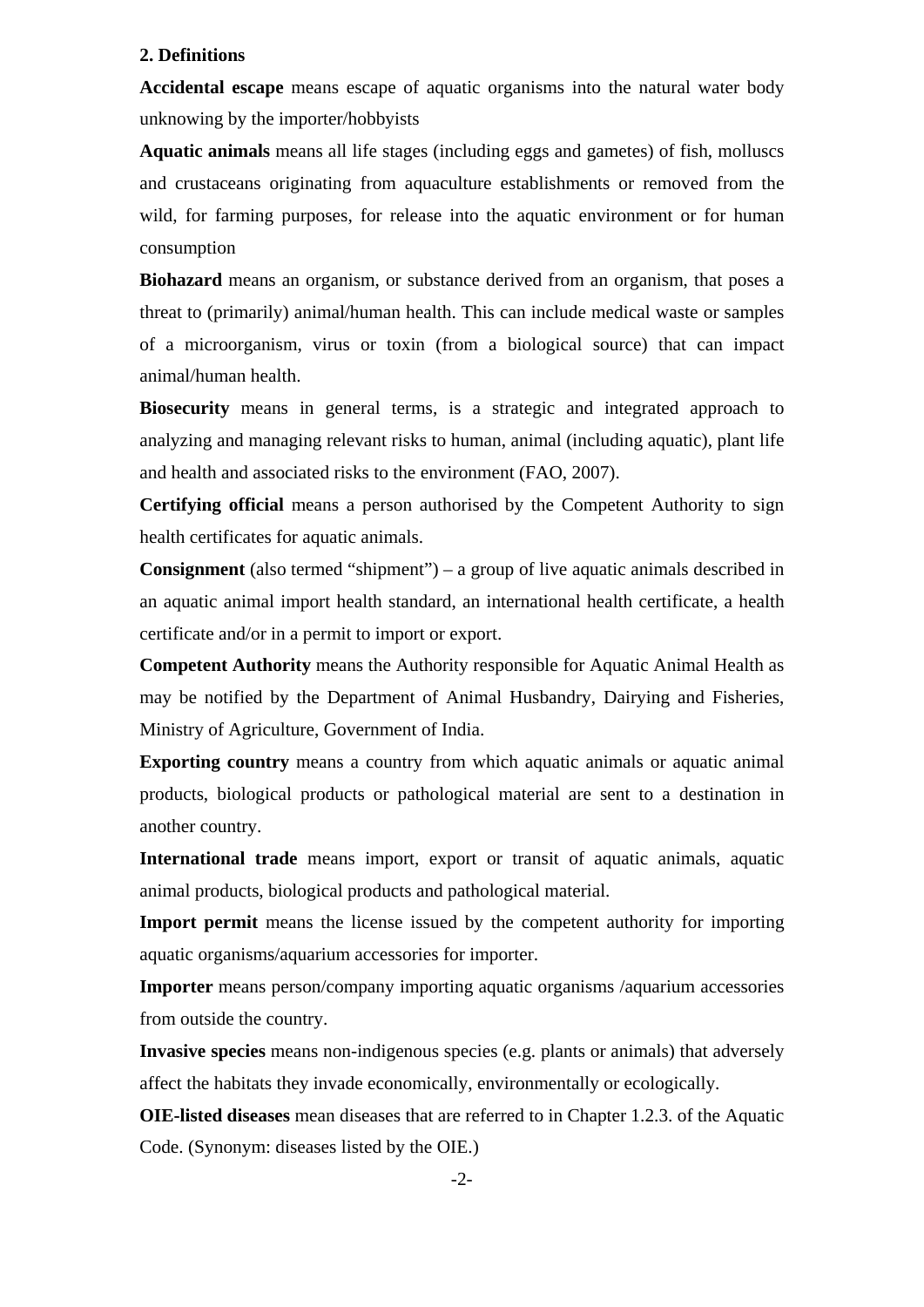## 2. Definitions

**Accidental escape** means escape of aquatic organisms into the natural water body unknowing by the importer/hobbyists

**Aquatic animals** means all life stages (including eggs and gametes) of fish, molluscs and crustaceans originating from aquaculture establishments or removed from the wild, for farming purposes, for release into the aquatic environment or for human consumption

**Biohazard** means an organism, or substance derived from an organism, that poses a threat to (primarily) animal/human health. This can include medical waste or samples of a microorganism, virus or toxin (from a biological source) that can impact animal/human health.

**Biosecurity** means in general terms, is a strategic and integrated approach to analyzing and managing relevant risks to human, animal (including aquatic), plant life and health and associated risks to the environment (FAO, 2007).

**Certifying official** means a person authorised by the Competent Authority to sign health certificates for aquatic animals.

**Consignment** (also termed "shipment") – a group of live aquatic animals described in an aquatic animal import health standard, an international health certificate, a health certificate and/or in a permit to import or export.

**Competent Authority** means the Authority responsible for Aquatic Animal Health as may be notified by the Department of Animal Husbandry, Dairying and Fisheries, Ministry of Agriculture, Government of India.

**Exporting country** means a country from which aquatic animals or aquatic animal products, biological products or pathological material are sent to a destination in another country.

**International trade** means import, export or transit of aquatic animals, aquatic animal products, biological products and pathological material.

**Import permit** means the license issued by the competent authority for importing aquatic organisms/aquarium accessories for importer.

**Importer** means person/company importing aquatic organisms /aquarium accessories from outside the country.

**Invasive species** means non-indigenous species (e.g. plants or animals) that adversely affect the habitats they invade economically, environmentally or ecologically.

**OIE-listed diseases** mean diseases that are referred to in Chapter 1.2.3. of the Aquatic Code. (Synonym: diseases listed by the OIE.)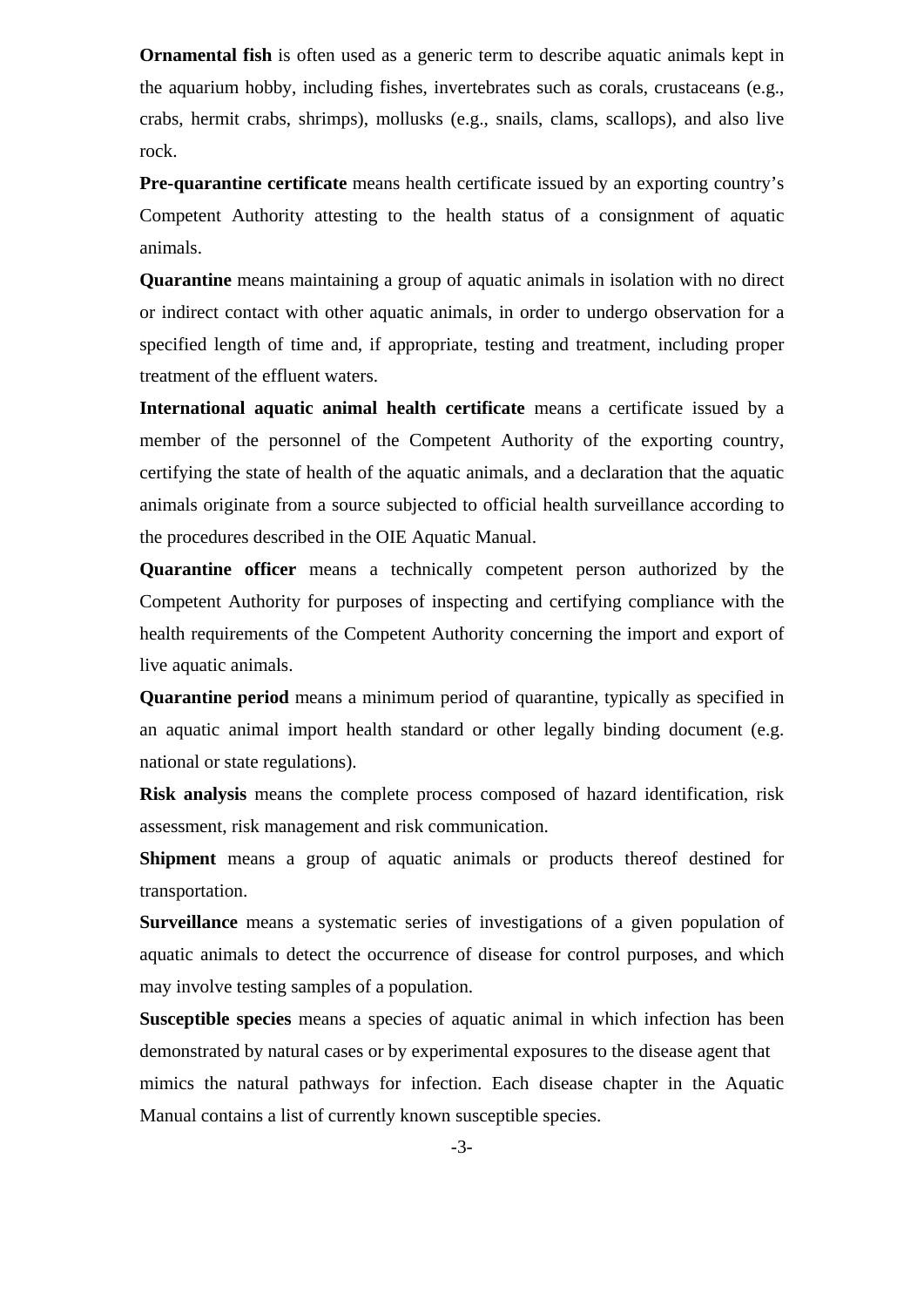**Ornamental fish** is often used as a generic term to describe aquatic animals kept in the aquarium hobby, including fishes, invertebrates such as corals, crustaceans (e.g., crabs, hermit crabs, shrimps), mollusks (e.g., snails, clams, scallops), and also live rock.

**Pre-quarantine certificate** means health certificate issued by an exporting country's Competent Authority attesting to the health status of a consignment of aquatic animals.

**Quarantine** means maintaining a group of aquatic animals in isolation with no direct or indirect contact with other aquatic animals, in order to undergo observation for a specified length of time and, if appropriate, testing and treatment, including proper treatment of the effluent waters.

**International aquatic animal health certificate** means a certificate issued by a member of the personnel of the Competent Authority of the exporting country, certifying the state of health of the aquatic animals, and a declaration that the aquatic animals originate from a source subjected to official health surveillance according to the procedures described in the OIE Aquatic Manual.

**Quarantine officer** means a technically competent person authorized by the Competent Authority for purposes of inspecting and certifying compliance with the health requirements of the Competent Authority concerning the import and export of live aquatic animals.

**Quarantine period** means a minimum period of quarantine, typically as specified in an aquatic animal import health standard or other legally binding document (e.g. national or state regulations).

**Risk analysis** means the complete process composed of hazard identification, risk assessment, risk management and risk communication.

**Shipment** means a group of aquatic animals or products thereof destined for transportation.

**Surveillance** means a systematic series of investigations of a given population of aquatic animals to detect the occurrence of disease for control purposes, and which may involve testing samples of a population.

**Susceptible species** means a species of aquatic animal in which infection has been demonstrated by natural cases or by experimental exposures to the disease agent that mimics the natural pathways for infection. Each disease chapter in the Aquatic Manual contains a list of currently known susceptible species.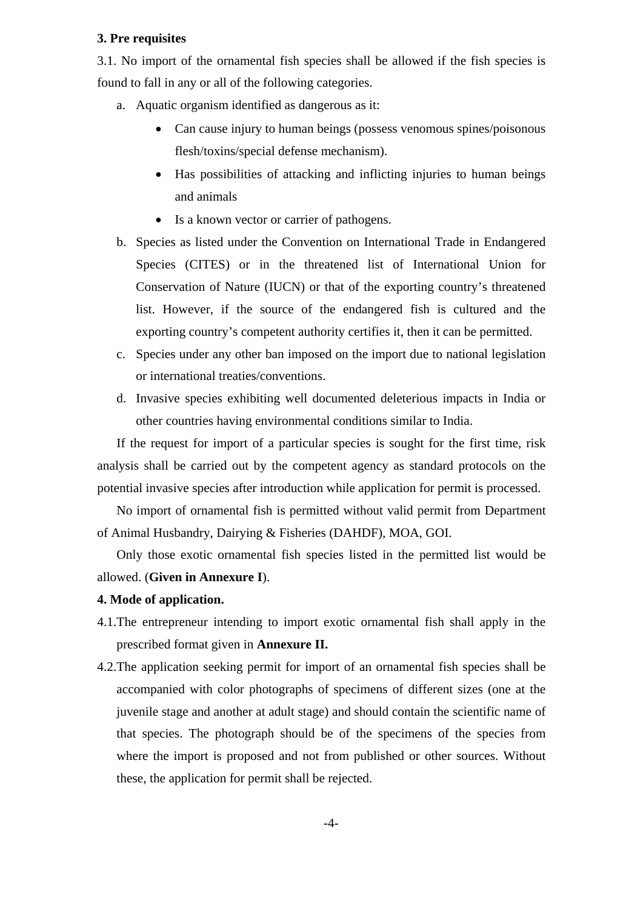**3. Pre requisites**

3.1. No import of the ornamental fish species shall be allowed if the fish species is found to fall in any or all of the following categories.

a. Aquatic organism identified as dangerous as it:
   - Can cause injury to human beings (possess venomous spines/poisonous flesh/toxins/special defense mechanism).
   - Has possibilities of attacking and inflicting injuries to human beings and animals
   - Is a known vector or carrier of pathogens.
b. Species as listed under the Convention on International Trade in Endangered Species (CITES) or in the threatened list of International Union for Conservation of Nature (IUCN) or that of the exporting country's threatened list. However, if the source of the endangered fish is cultured and the exporting country's competent authority certifies it, then it can be permitted.
c. Species under any other ban imposed on the import due to national legislation or international treaties/conventions.
d. Invasive species exhibiting well documented deleterious impacts in India or other countries having environmental conditions similar to India.

If the request for import of a particular species is sought for the first time, risk analysis shall be carried out by the competent agency as standard protocols on the potential invasive species after introduction while application for permit is processed.

No import of ornamental fish is permitted without valid permit from Department of Animal Husbandry, Dairying & Fisheries (DAHDF), MOA, GOI.

Only those exotic ornamental fish species listed in the permitted list would be allowed. (**Given in Annexure I**).

**4. Mode of application.**

4.1. The entrepreneur intending to import exotic ornamental fish shall apply in the prescribed format given in **Annexure II.**

4.2. The application seeking permit for import of an ornamental fish species shall be accompanied with color photographs of specimens of different sizes (one at the juvenile stage and another at adult stage) and should contain the scientific name of that species. The photograph should be of the specimens of the species from where the import is proposed and not from published or other sources. Without these, the application for permit shall be rejected.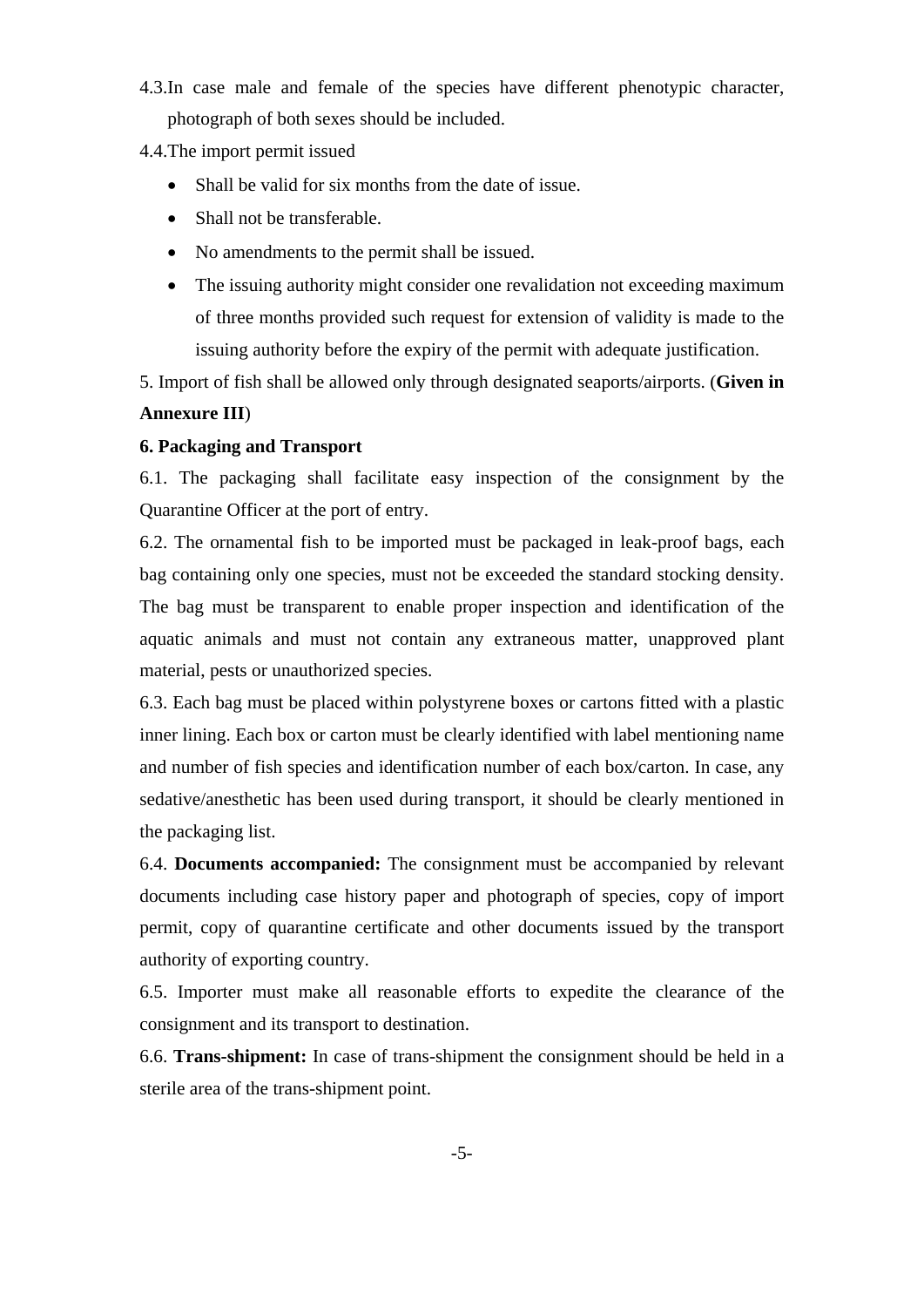4.3. In case male and female of the species have different phenotypic character, photograph of both sexes should be included.

4.4. The import permit issued

- Shall be valid for six months from the date of issue.
- Shall not be transferable.
- No amendments to the permit shall be issued.
- The issuing authority might consider one revalidation not exceeding maximum of three months provided such request for extension of validity is made to the issuing authority before the expiry of the permit with adequate justification.

5. Import of fish shall be allowed only through designated seaports/airports. (**Given in Annexure III**)

**6. Packaging and Transport**

6.1. The packaging shall facilitate easy inspection of the consignment by the Quarantine Officer at the port of entry.

6.2. The ornamental fish to be imported must be packaged in leak-proof bags, each bag containing only one species, must not be exceeded the standard stocking density. The bag must be transparent to enable proper inspection and identification of the aquatic animals and must not contain any extraneous matter, unapproved plant material, pests or unauthorized species.

6.3. Each bag must be placed within polystyrene boxes or cartons fitted with a plastic inner lining. Each box or carton must be clearly identified with label mentioning name and number of fish species and identification number of each box/carton. In case, any sedative/anesthetic has been used during transport, it should be clearly mentioned in the packaging list.

6.4. **Documents accompanied:** The consignment must be accompanied by relevant documents including case history paper and photograph of species, copy of import permit, copy of quarantine certificate and other documents issued by the transport authority of exporting country.

6.5. Importer must make all reasonable efforts to expedite the clearance of the consignment and its transport to destination.

6.6. **Trans-shipment:** In case of trans-shipment the consignment should be held in a sterile area of the trans-shipment point.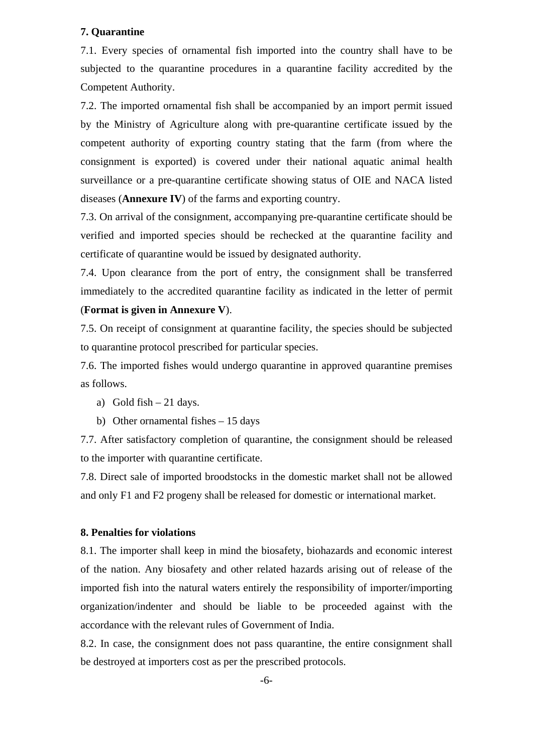**7. Quarantine**

7.1. Every species of ornamental fish imported into the country shall have to be subjected to the quarantine procedures in a quarantine facility accredited by the Competent Authority.

7.2. The imported ornamental fish shall be accompanied by an import permit issued by the Ministry of Agriculture along with pre-quarantine certificate issued by the competent authority of exporting country stating that the farm (from where the consignment is exported) is covered under their national aquatic animal health surveillance or a pre-quarantine certificate showing status of OIE and NACA listed diseases (**Annexure IV**) of the farms and exporting country.

7.3. On arrival of the consignment, accompanying pre-quarantine certificate should be verified and imported species should be rechecked at the quarantine facility and certificate of quarantine would be issued by designated authority.

7.4. Upon clearance from the port of entry, the consignment shall be transferred immediately to the accredited quarantine facility as indicated in the letter of permit (**Format is given in Annexure V**).

7.5. On receipt of consignment at quarantine facility, the species should be subjected to quarantine protocol prescribed for particular species.

7.6. The imported fishes would undergo quarantine in approved quarantine premises as follows.

a) Gold fish – 21 days.
b) Other ornamental fishes – 15 days

7.7. After satisfactory completion of quarantine, the consignment should be released to the importer with quarantine certificate.

7.8. Direct sale of imported broodstocks in the domestic market shall not be allowed and only F1 and F2 progeny shall be released for domestic or international market.

**8. Penalties for violations**

8.1. The importer shall keep in mind the biosafety, biohazards and economic interest of the nation. Any biosafety and other related hazards arising out of release of the imported fish into the natural waters entirely the responsibility of importer/importing organization/indenter and should be liable to be proceeded against with the accordance with the relevant rules of Government of India.

8.2. In case, the consignment does not pass quarantine, the entire consignment shall be destroyed at importers cost as per the prescribed protocols.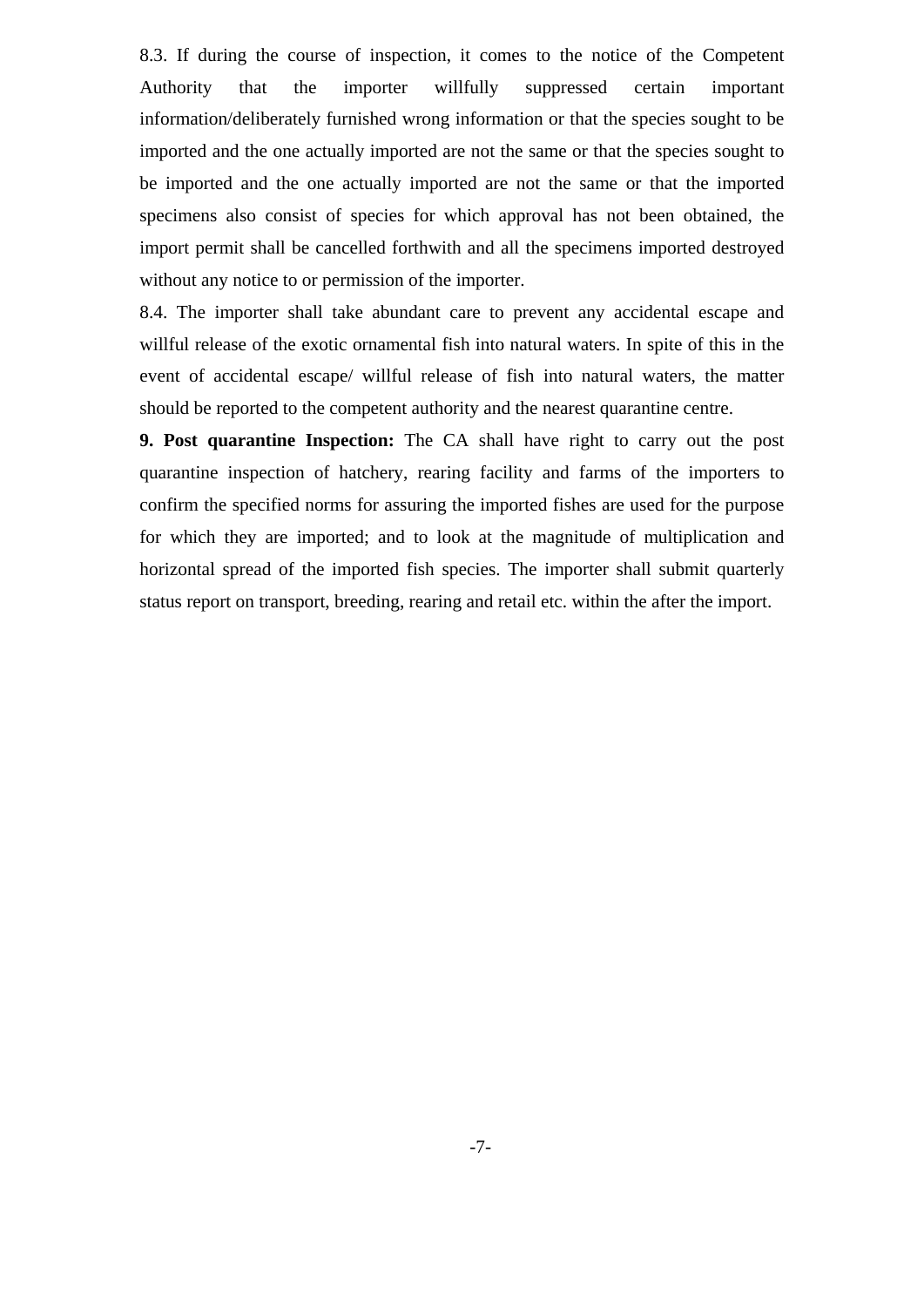8.3. If during the course of inspection, it comes to the notice of the Competent Authority that the importer willfully suppressed certain important information/deliberately furnished wrong information or that the species sought to be imported and the one actually imported are not the same or that the species sought to be imported and the one actually imported are not the same or that the imported specimens also consist of species for which approval has not been obtained, the import permit shall be cancelled forthwith and all the specimens imported destroyed without any notice to or permission of the importer.

8.4. The importer shall take abundant care to prevent any accidental escape and willful release of the exotic ornamental fish into natural waters. In spite of this in the event of accidental escape/ willful release of fish into natural waters, the matter should be reported to the competent authority and the nearest quarantine centre.

**9. Post quarantine Inspection:** The CA shall have right to carry out the post quarantine inspection of hatchery, rearing facility and farms of the importers to confirm the specified norms for assuring the imported fishes are used for the purpose for which they are imported; and to look at the magnitude of multiplication and horizontal spread of the imported fish species. The importer shall submit quarterly status report on transport, breeding, rearing and retail etc. within the after the import.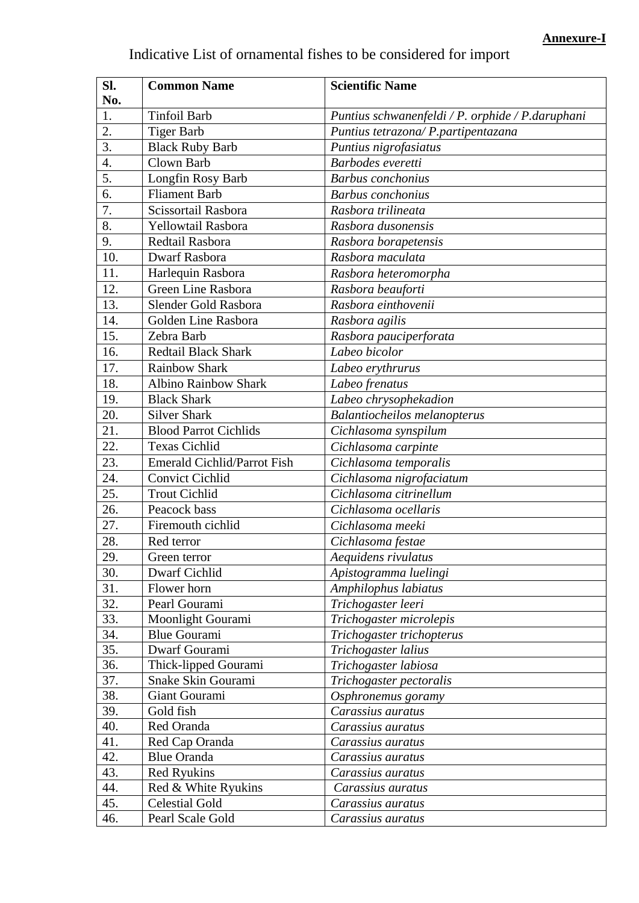**Annexure-I**

Indicative List of ornamental fishes to be considered for import

| Sl. No. | Common Name | Scientific Name |
|---|---|---|
| 1. | Tinfoil Barb | *Puntius schwanenfeldi / P. orphide / P.daruphani* |
| 2. | Tiger Barb | *Puntius tetrazona/ P.partipentazana* |
| 3. | Black Ruby Barb | *Puntius nigrofasiatus* |
| 4. | Clown Barb | *Barbodes everetti* |
| 5. | Longfin Rosy Barb | *Barbus conchonius* |
| 6. | Fliament Barb | *Barbus conchonius* |
| 7. | Scissortail Rasbora | *Rasbora trilineata* |
| 8. | Yellowtail Rasbora | *Rasbora dusonensis* |
| 9. | Redtail Rasbora | *Rasbora borapetensis* |
| 10. | Dwarf Rasbora | *Rasbora maculata* |
| 11. | Harlequin Rasbora | *Rasbora heteromorpha* |
| 12. | Green Line Rasbora | *Rasbora beauforti* |
| 13. | Slender Gold Rasbora | *Rasbora einthovenii* |
| 14. | Golden Line Rasbora | *Rasbora agilis* |
| 15. | Zebra Barb | *Rasbora pauciperforata* |
| 16. | Redtail Black Shark | *Labeo bicolor* |
| 17. | Rainbow Shark | *Labeo erythrurus* |
| 18. | Albino Rainbow Shark | *Labeo frenatus* |
| 19. | Black Shark | *Labeo chrysophekadion* |
| 20. | Silver Shark | *Balantiocheilos melanopterus* |
| 21. | Blood Parrot Cichlids | *Cichlasoma synspilum* |
| 22. | Texas Cichlid | *Cichlasoma carpinte* |
| 23. | Emerald Cichlid/Parrot Fish | *Cichlasoma temporalis* |
| 24. | Convict Cichlid | *Cichlasoma nigrofaciatum* |
| 25. | Trout Cichlid | *Cichlasoma citrinellum* |
| 26. | Peacock bass | *Cichlasoma ocellaris* |
| 27. | Firemouth cichlid | *Cichlasoma meeki* |
| 28. | Red terror | *Cichlasoma festae* |
| 29. | Green terror | *Aequidens rivulatus* |
| 30. | Dwarf Cichlid | *Apistogramma luelingi* |
| 31. | Flower horn | *Amphilophus labiatus* |
| 32. | Pearl Gourami | *Trichogaster leeri* |
| 33. | Moonlight Gourami | *Trichogaster microlepis* |
| 34. | Blue Gourami | *Trichogaster trichopterus* |
| 35. | Dwarf Gourami | *Trichogaster lalius* |
| 36. | Thick-lipped Gourami | *Trichogaster labiosa* |
| 37. | Snake Skin Gourami | *Trichogaster pectoralis* |
| 38. | Giant Gourami | *Osphronemus goramy* |
| 39. | Gold fish | *Carassius auratus* |
| 40. | Red Oranda | *Carassius auratus* |
| 41. | Red Cap Oranda | *Carassius auratus* |
| 42. | Blue Oranda | *Carassius auratus* |
| 43. | Red Ryukins | *Carassius auratus* |
| 44. | Red & White Ryukins | *Carassius auratus* |
| 45. | Celestial Gold | *Carassius auratus* |
| 46. | Pearl Scale Gold | *Carassius auratus* |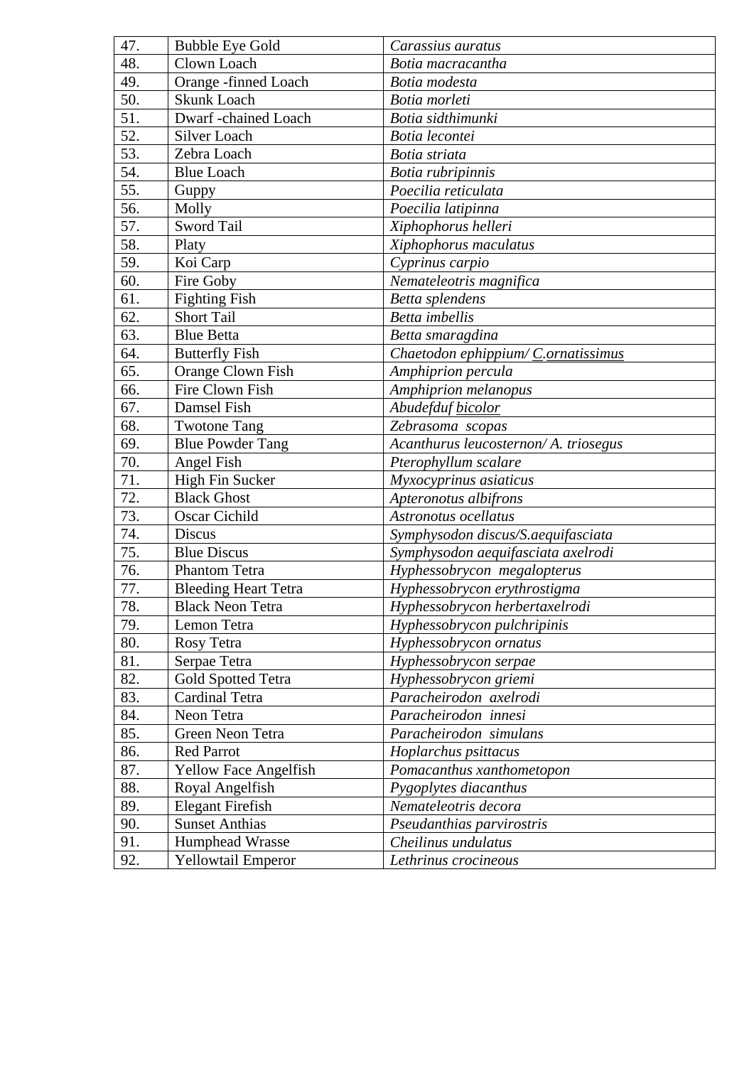| 47. | Bubble Eye Gold | *Carassius auratus* |
|---|---|---|
| 48. | Clown Loach | *Botia macracantha* |
| 49. | Orange -finned Loach | *Botia modesta* |
| 50. | Skunk Loach | *Botia morleti* |
| 51. | Dwarf -chained Loach | *Botia sidthimunki* |
| 52. | Silver Loach | *Botia lecontei* |
| 53. | Zebra Loach | *Botia striata* |
| 54. | Blue Loach | *Botia rubripinnis* |
| 55. | Guppy | *Poecilia reticulata* |
| 56. | Molly | *Poecilia latipinna* |
| 57. | Sword Tail | *Xiphophorus helleri* |
| 58. | Platy | *Xiphophorus maculatus* |
| 59. | Koi Carp | *Cyprinus carpio* |
| 60. | Fire Goby | *Nemateleotris magnifica* |
| 61. | Fighting Fish | *Betta splendens* |
| 62. | Short Tail | *Betta imbellis* |
| 63. | Blue Betta | *Betta smaragdina* |
| 64. | Butterfly Fish | *Chaetodon ephippium/ C.ornatissimus* |
| 65. | Orange Clown Fish | *Amphiprion percula* |
| 66. | Fire Clown Fish | *Amphiprion melanopus* |
| 67. | Damsel Fish | *Abudefduf bicolor* |
| 68. | Twotone Tang | *Zebrasoma scopas* |
| 69. | Blue Powder Tang | *Acanthurus leucosternon/ A. triosegus* |
| 70. | Angel Fish | *Pterophyllum scalare* |
| 71. | High Fin Sucker | *Myxocyprinus asiaticus* |
| 72. | Black Ghost | *Apteronotus albifrons* |
| 73. | Oscar Cichild | *Astronotus ocellatus* |
| 74. | Discus | *Symphysodon discus/S.aequifasciata* |
| 75. | Blue Discus | *Symphysodon aequifasciata axelrodi* |
| 76. | Phantom Tetra | *Hyphessobrycon megalopterus* |
| 77. | Bleeding Heart Tetra | *Hyphessobrycon erythrostigma* |
| 78. | Black Neon Tetra | *Hyphessobrycon herbertaxelrodi* |
| 79. | Lemon Tetra | *Hyphessobrycon pulchripinis* |
| 80. | Rosy Tetra | *Hyphessobrycon ornatus* |
| 81. | Serpae Tetra | *Hyphessobrycon serpae* |
| 82. | Gold Spotted Tetra | *Hyphessobrycon griemi* |
| 83. | Cardinal Tetra | *Paracheirodon axelrodi* |
| 84. | Neon Tetra | *Paracheirodon innesi* |
| 85. | Green Neon Tetra | *Paracheirodon simulans* |
| 86. | Red Parrot | *Hoplarchus psittacus* |
| 87. | Yellow Face Angelfish | *Pomacanthus xanthometopon* |
| 88. | Royal Angelfish | *Pygoplytes diacanthus* |
| 89. | Elegant Firefish | *Nemateleotris decora* |
| 90. | Sunset Anthias | *Pseudanthias parvirostris* |
| 91. | Humphead Wrasse | *Cheilinus undulatus* |
| 92. | Yellowtail Emperor | *Lethrinus crocineous* |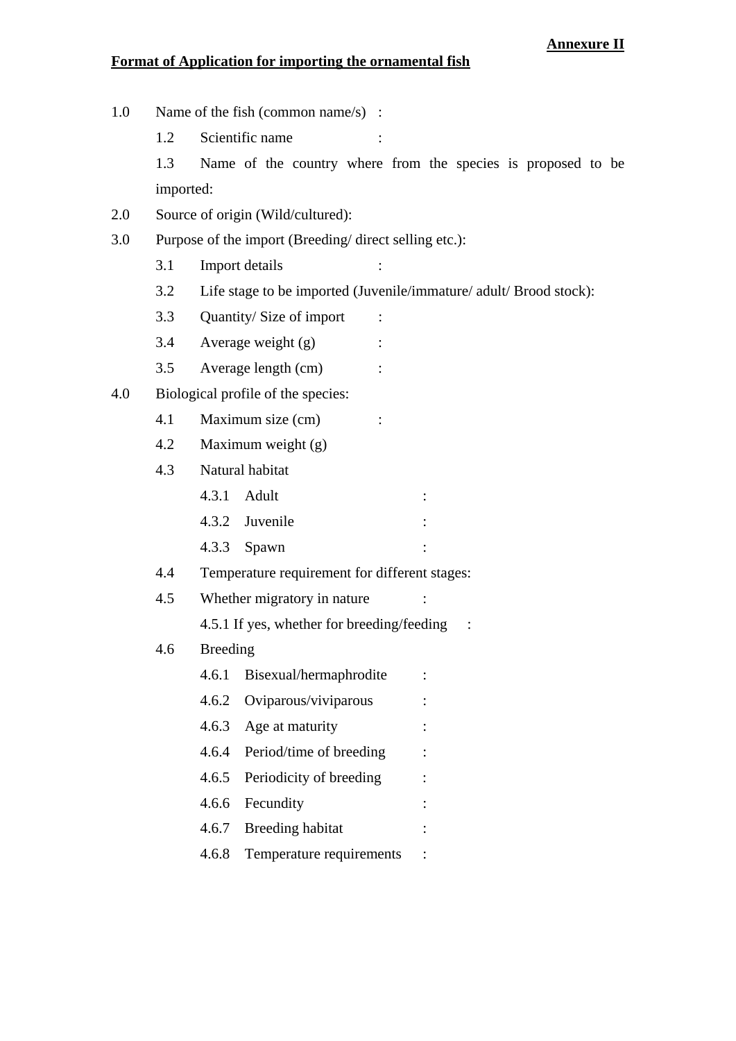**Annexure II**

**Format of Application for importing the ornamental fish**

1.0 Name of the fish (common name/s) :

  1.2 Scientific name :

  1.3 Name of the country where from the species is proposed to be imported:

2.0 Source of origin (Wild/cultured):

3.0 Purpose of the import (Breeding/ direct selling etc.):

  3.1 Import details :

  3.2 Life stage to be imported (Juvenile/immature/ adult/ Brood stock):

  3.3 Quantity/ Size of import :

  3.4 Average weight (g) :

  3.5 Average length (cm) :

4.0 Biological profile of the species:

  4.1 Maximum size (cm) :

  4.2 Maximum weight (g)

  4.3 Natural habitat

    4.3.1 Adult :

    4.3.2 Juvenile :

    4.3.3 Spawn :

  4.4 Temperature requirement for different stages:

  4.5 Whether migratory in nature :

    4.5.1 If yes, whether for breeding/feeding :

  4.6 Breeding

    4.6.1 Bisexual/hermaphrodite :

    4.6.2 Oviparous/viviparous :

    4.6.3 Age at maturity :

    4.6.4 Period/time of breeding :

    4.6.5 Periodicity of breeding :

    4.6.6 Fecundity :

    4.6.7 Breeding habitat :

    4.6.8 Temperature requirements :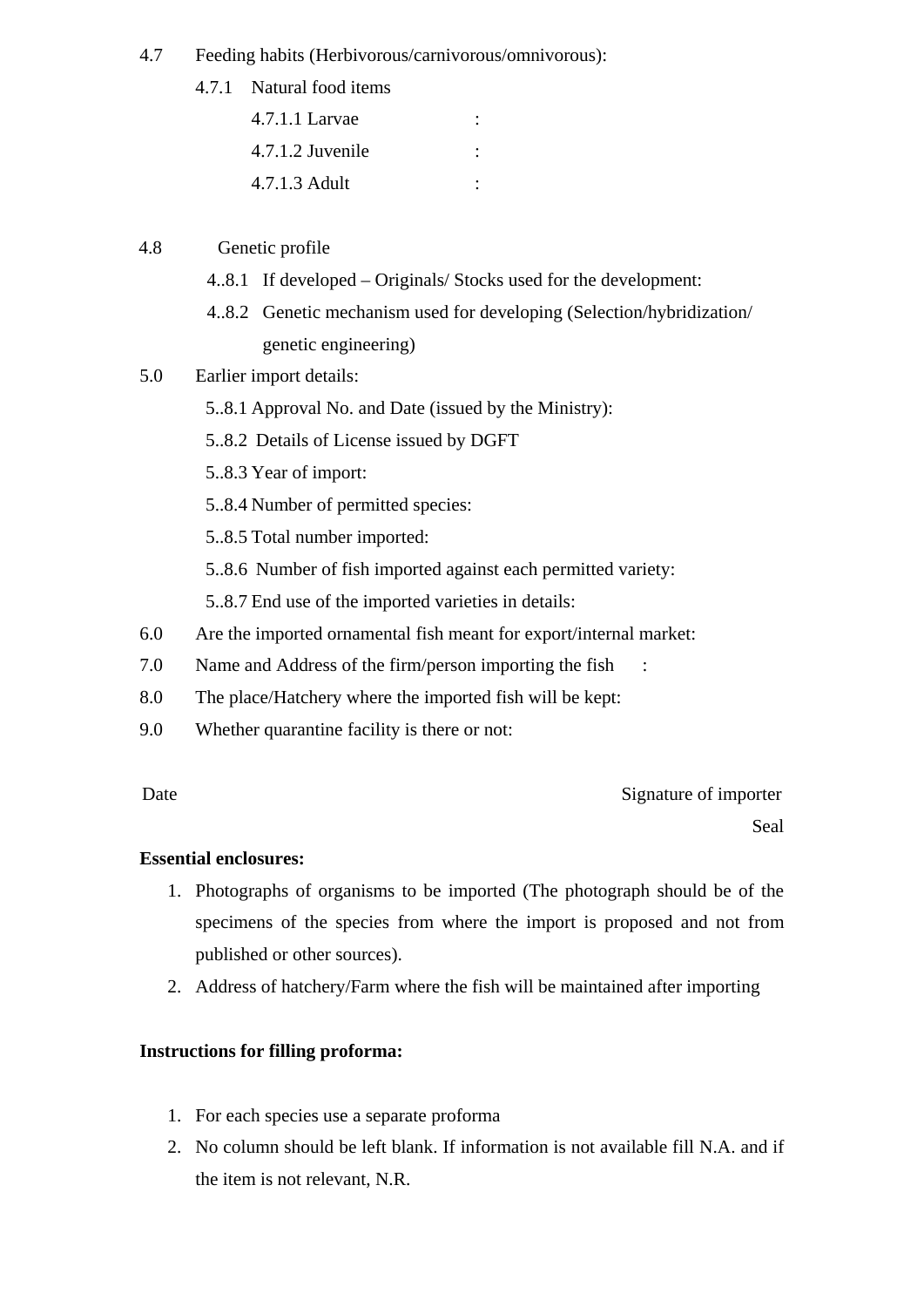4.7 Feeding habits (Herbivorous/carnivorous/omnivorous):

4.7.1 Natural food items

4.7.1.1 Larvae :

4.7.1.2 Juvenile :

4.7.1.3 Adult :

4.8 Genetic profile

4..8.1 If developed – Originals/ Stocks used for the development:

4..8.2 Genetic mechanism used for developing (Selection/hybridization/ genetic engineering)

5.0 Earlier import details:

5..8.1 Approval No. and Date (issued by the Ministry):

5..8.2 Details of License issued by DGFT

5..8.3 Year of import:

5..8.4 Number of permitted species:

5..8.5 Total number imported:

5..8.6 Number of fish imported against each permitted variety:

5..8.7 End use of the imported varieties in details:

6.0 Are the imported ornamental fish meant for export/internal market:

7.0 Name and Address of the firm/person importing the fish :

8.0 The place/Hatchery where the imported fish will be kept:

9.0 Whether quarantine facility is there or not:

Date Signature of importer

Seal

**Essential enclosures:**

1. Photographs of organisms to be imported (The photograph should be of the specimens of the species from where the import is proposed and not from published or other sources).
2. Address of hatchery/Farm where the fish will be maintained after importing

**Instructions for filling proforma:**

1. For each species use a separate proforma
2. No column should be left blank. If information is not available fill N.A. and if the item is not relevant, N.R.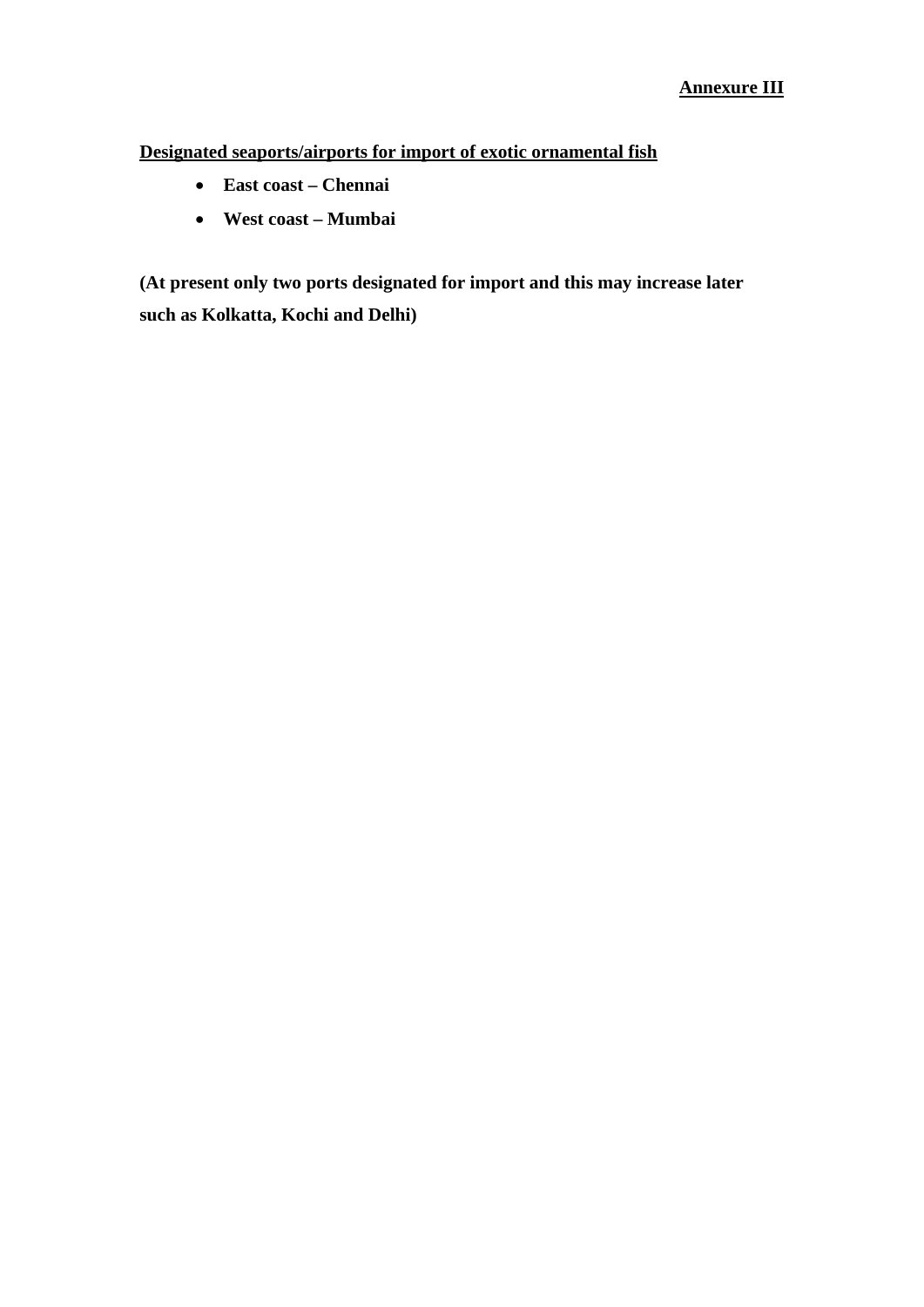**Annexure III**

**Designated seaports/airports for import of exotic ornamental fish**

- **East coast – Chennai**
- **West coast – Mumbai**

**(At present only two ports designated for import and this may increase later such as Kolkatta, Kochi and Delhi)**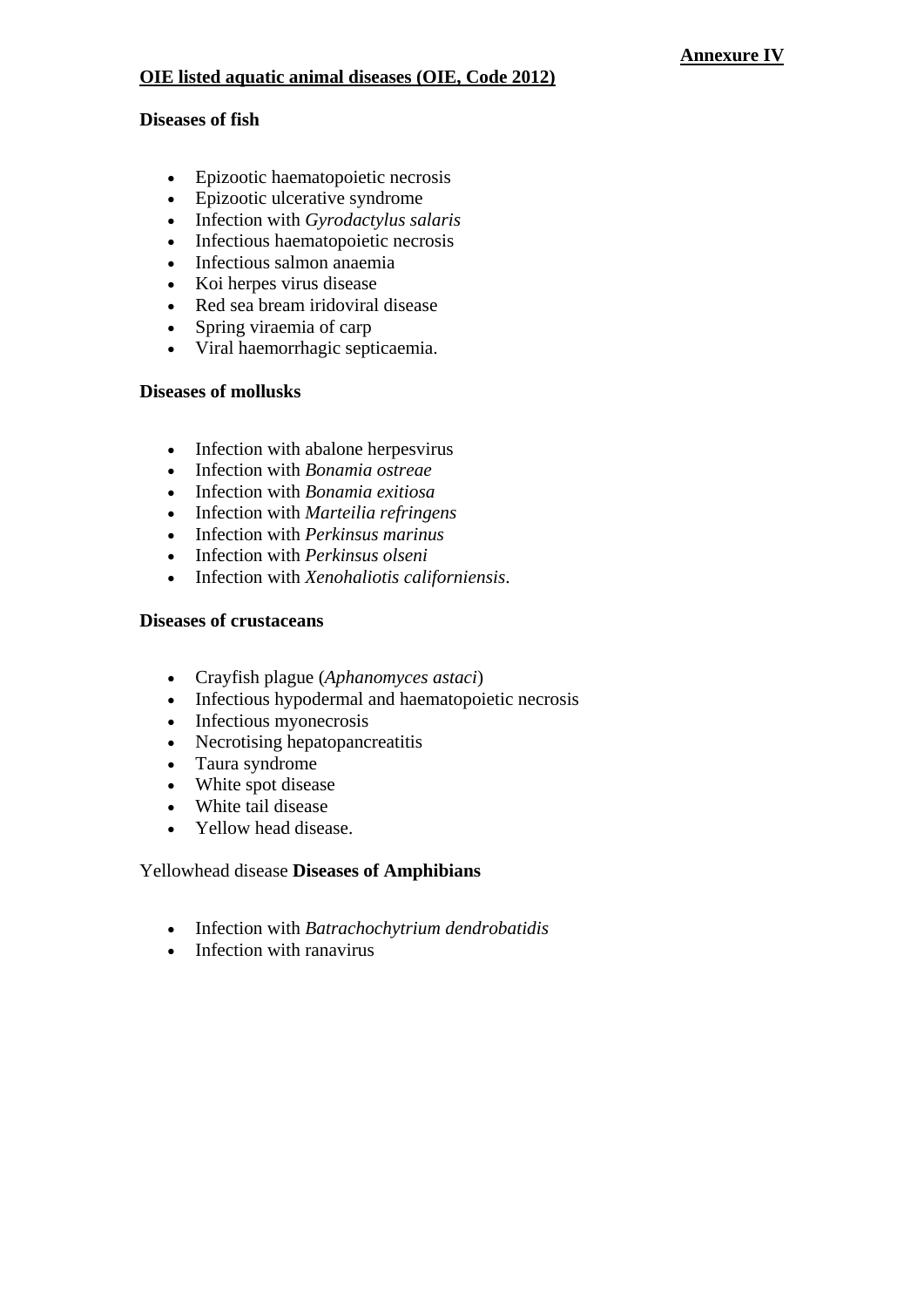**Annexure IV**

## OIE listed aquatic animal diseases (OIE, Code 2012)

### Diseases of fish

- Epizootic haematopoietic necrosis
- Epizootic ulcerative syndrome
- Infection with *Gyrodactylus salaris*
- Infectious haematopoietic necrosis
- Infectious salmon anaemia
- Koi herpes virus disease
- Red sea bream iridoviral disease
- Spring viraemia of carp
- Viral haemorrhagic septicaemia.

### Diseases of mollusks

- Infection with abalone herpesvirus
- Infection with *Bonamia ostreae*
- Infection with *Bonamia exitiosa*
- Infection with *Marteilia refringens*
- Infection with *Perkinsus marinus*
- Infection with *Perkinsus olseni*
- Infection with *Xenohaliotis californiensis*.

### Diseases of crustaceans

- Crayfish plague (*Aphanomyces astaci*)
- Infectious hypodermal and haematopoietic necrosis
- Infectious myonecrosis
- Necrotising hepatopancreatitis
- Taura syndrome
- White spot disease
- White tail disease
- Yellow head disease.

Yellowhead disease **Diseases of Amphibians**

- Infection with *Batrachochytrium dendrobatidis*
- Infection with ranavirus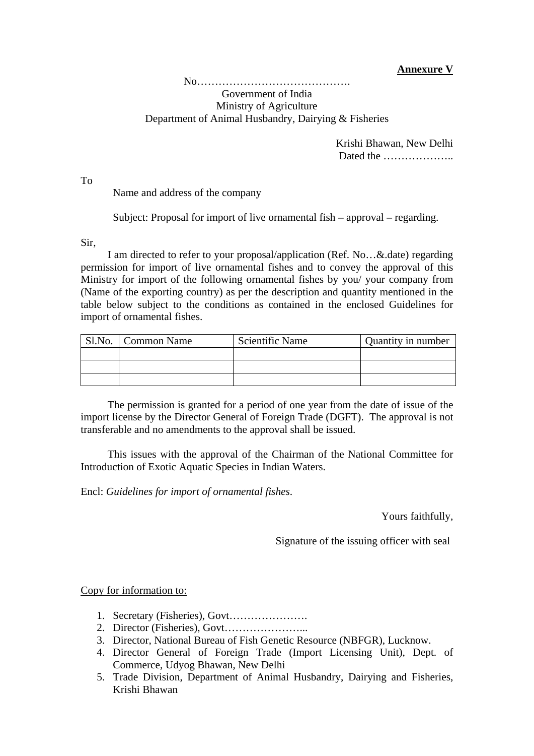**Annexure V**

No…………………………………….

Government of India

Ministry of Agriculture

Department of Animal Husbandry, Dairying & Fisheries

Krishi Bhawan, New Delhi

Dated the ………………..

To

Name and address of the company

Subject: Proposal for import of live ornamental fish – approval – regarding.

Sir,

I am directed to refer to your proposal/application (Ref. No…&.date) regarding permission for import of live ornamental fishes and to convey the approval of this Ministry for import of the following ornamental fishes by you/ your company from (Name of the exporting country) as per the description and quantity mentioned in the table below subject to the conditions as contained in the enclosed Guidelines for import of ornamental fishes.

| Sl.No. | Common Name | Scientific Name | Quantity in number |
|---|---|---|---|
| | | | |
| | | | |
| | | | |

The permission is granted for a period of one year from the date of issue of the import license by the Director General of Foreign Trade (DGFT). The approval is not transferable and no amendments to the approval shall be issued.

This issues with the approval of the Chairman of the National Committee for Introduction of Exotic Aquatic Species in Indian Waters.

Encl: *Guidelines for import of ornamental fishes*.

Yours faithfully,

Signature of the issuing officer with seal

Copy for information to:

1. Secretary (Fisheries), Govt………………….
2. Director (Fisheries), Govt…………………...
3. Director, National Bureau of Fish Genetic Resource (NBFGR), Lucknow.
4. Director General of Foreign Trade (Import Licensing Unit), Dept. of Commerce, Udyog Bhawan, New Delhi
5. Trade Division, Department of Animal Husbandry, Dairying and Fisheries, Krishi Bhawan